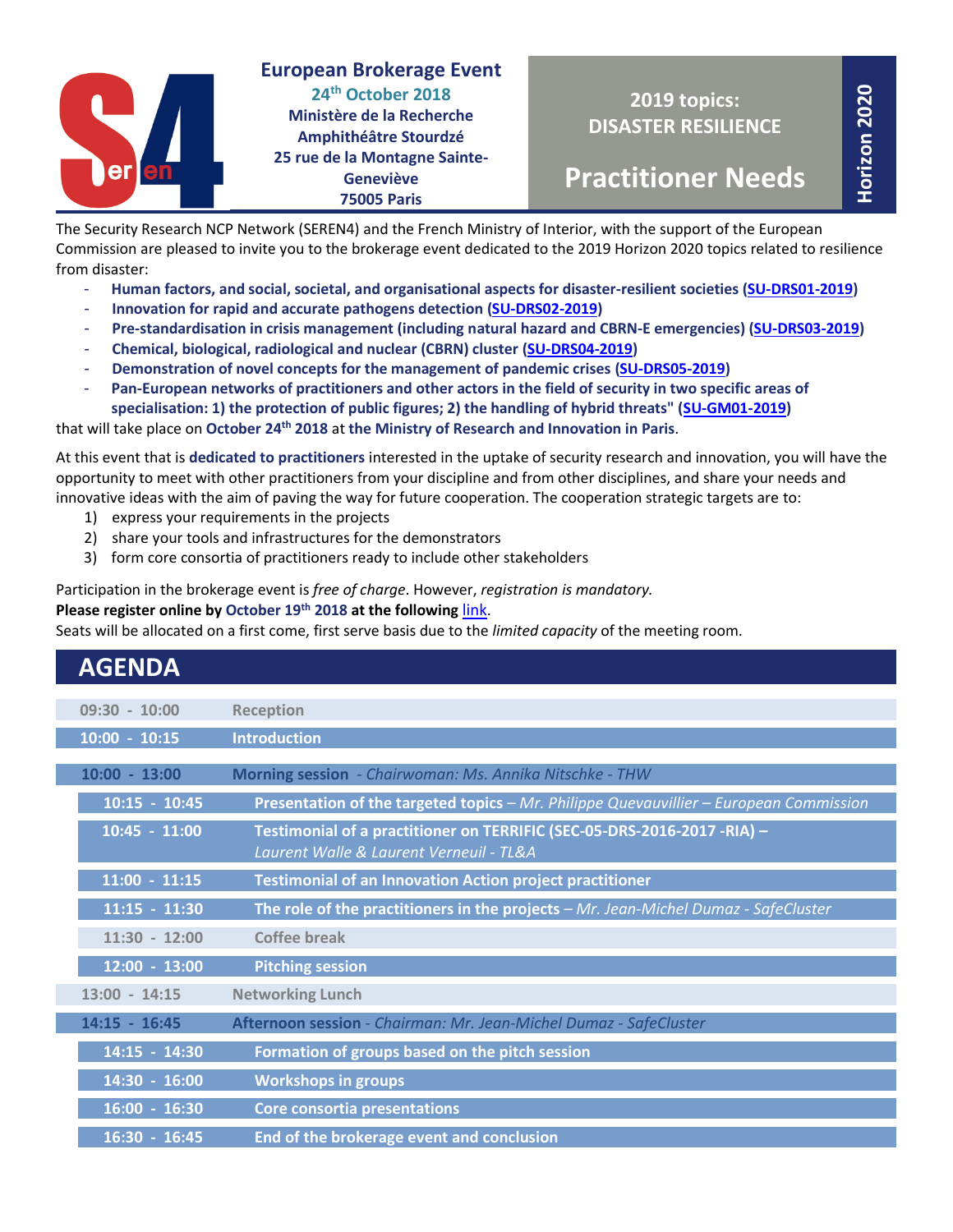**European Brokerage Event**
**24th October 2018**
**Ministère de la Recherche**
**Amphithéâtre Stourdzé**
**25 rue de la Montagne Sainte-Geneviève**
**75005 Paris**

**2019 topics:**
**DISASTER RESILIENCE**

# Practitioner Needs

**Horizon 2020**

The Security Research NCP Network (SEREN4) and the French Ministry of Interior, with the support of the European Commission are pleased to invite you to the brokerage event dedicated to the 2019 Horizon 2020 topics related to resilience from disaster:

- **Human factors, and social, societal, and organisational aspects for disaster-resilient societies (SU-DRS01-2019)**
- **Innovation for rapid and accurate pathogens detection (SU-DRS02-2019)**
- **Pre-standardisation in crisis management (including natural hazard and CBRN-E emergencies) (SU-DRS03-2019)**
- **Chemical, biological, radiological and nuclear (CBRN) cluster (SU-DRS04-2019)**
- **Demonstration of novel concepts for the management of pandemic crises (SU-DRS05-2019)**
- **Pan-European networks of practitioners and other actors in the field of security in two specific areas of specialisation: 1) the protection of public figures; 2) the handling of hybrid threats" (SU-GM01-2019)**

that will take place on **October 24th 2018** at **the Ministry of Research and Innovation in Paris**.

At this event that is **dedicated to practitioners** interested in the uptake of security research and innovation, you will have the opportunity to meet with other practitioners from your discipline and from other disciplines, and share your needs and innovative ideas with the aim of paving the way for future cooperation. The cooperation strategic targets are to:

1) express your requirements in the projects
2) share your tools and infrastructures for the demonstrators
3) form core consortia of practitioners ready to include other stakeholders

Participation in the brokerage event is *free of charge*. However, *registration is mandatory.*
**Please register online by October 19th 2018 at the following** link.
Seats will be allocated on a first come, first serve basis due to the *limited capacity* of the meeting room.

## AGENDA

| Time | Session |
|---|---|
| 09:30 - 10:00 | Reception |
| 10:00 - 10:15 | **Introduction** |
| **10:00 - 13:00** | **Morning session** - *Chairwoman: Ms. Annika Nitschke - THW* |
| 10:15 - 10:45 | **Presentation of the targeted topics** – *Mr. Philippe Quevauvillier – European Commission* |
| 10:45 - 11:00 | **Testimonial of a practitioner on TERRIFIC (SEC-05-DRS-2016-2017 -RIA) –** *Laurent Walle & Laurent Verneuil - TL&A* |
| 11:00 - 11:15 | **Testimonial of an Innovation Action project practitioner** |
| 11:15 - 11:30 | **The role of the practitioners in the projects** – *Mr. Jean-Michel Dumaz - SafeCluster* |
| 11:30 - 12:00 | Coffee break |
| 12:00 - 13:00 | **Pitching session** |
| 13:00 - 14:15 | Networking Lunch |
| **14:15 - 16:45** | **Afternoon session** - *Chairman: Mr. Jean-Michel Dumaz - SafeCluster* |
| 14:15 - 14:30 | **Formation of groups based on the pitch session** |
| 14:30 - 16:00 | **Workshops in groups** |
| 16:00 - 16:30 | **Core consortia presentations** |
| 16:30 - 16:45 | **End of the brokerage event and conclusion** |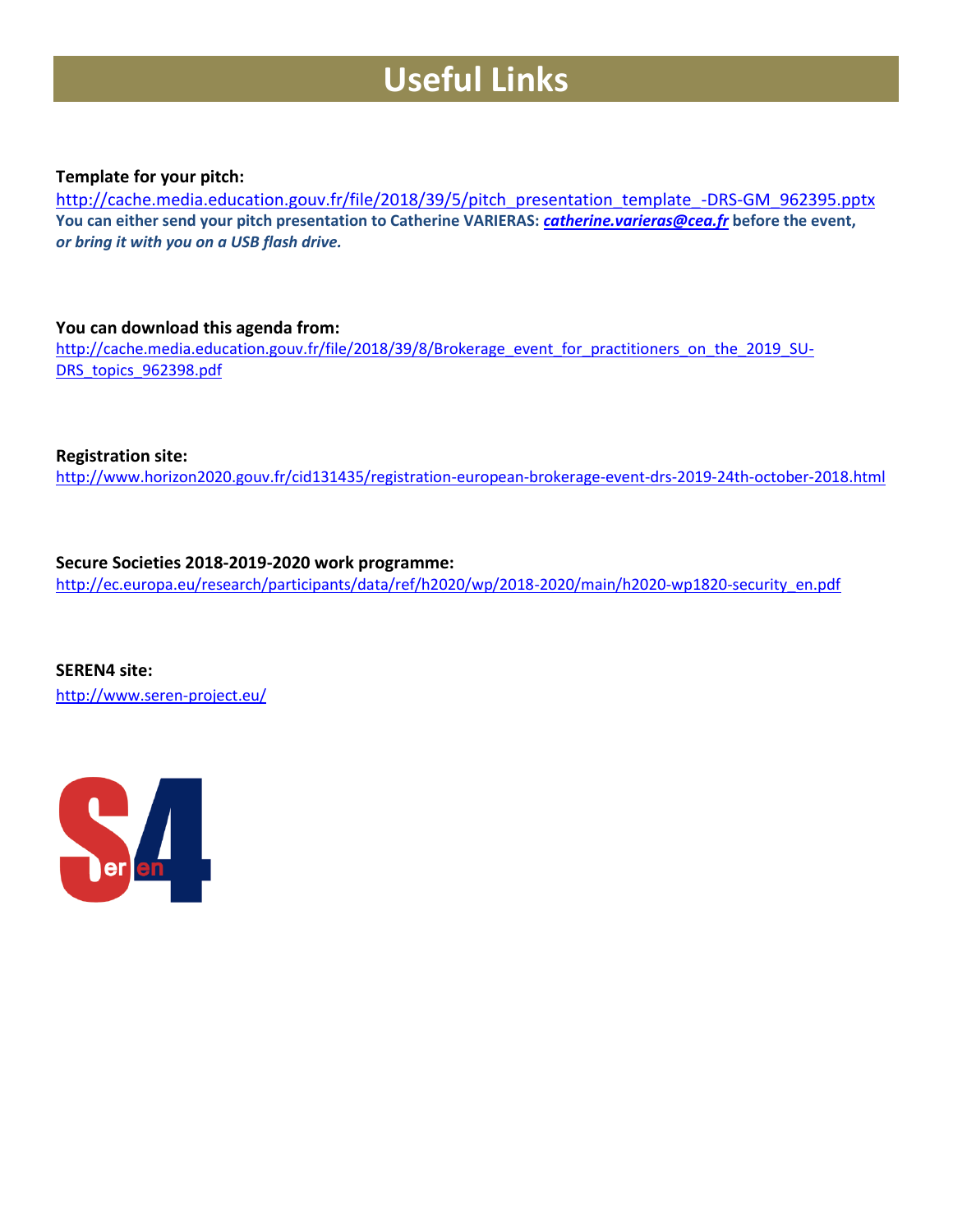# Useful Links

**Template for your pitch:**
http://cache.media.education.gouv.fr/file/2018/39/5/pitch_presentation_template_-DRS-GM_962395.pptx
**You can either send your pitch presentation to Catherine VARIERAS: *catherine.varieras@cea.fr* before the event,** ***or bring it with you on a USB flash drive.***

**You can download this agenda from:**
http://cache.media.education.gouv.fr/file/2018/39/8/Brokerage_event_for_practitioners_on_the_2019_SU-DRS_topics_962398.pdf

**Registration site:**
http://www.horizon2020.gouv.fr/cid131435/registration-european-brokerage-event-drs-2019-24th-october-2018.html

**Secure Societies 2018-2019-2020 work programme:**
http://ec.europa.eu/research/participants/data/ref/h2020/wp/2018-2020/main/h2020-wp1820-security_en.pdf

**SEREN4 site:**
http://www.seren-project.eu/